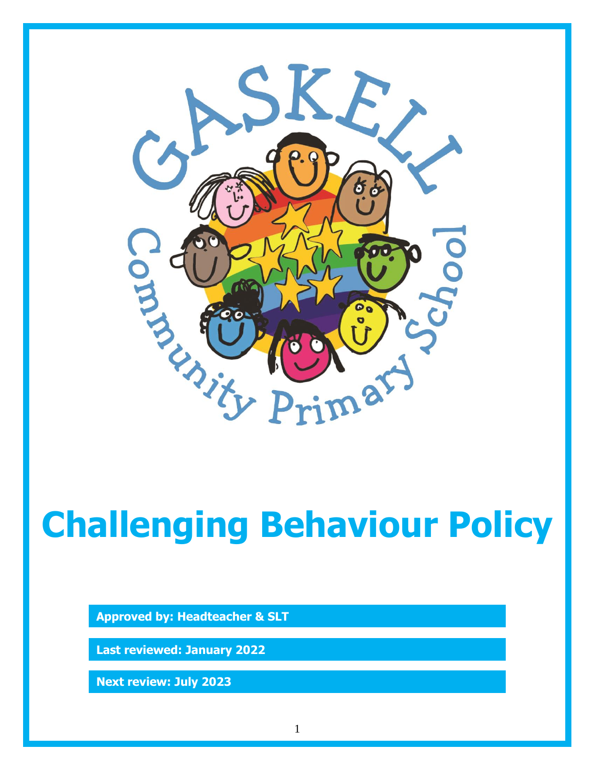# Challenging Behaviour Policy

**Approved by: Headteacher & SLT**

**Last reviewed: January 2022**

**Next review: July 2023**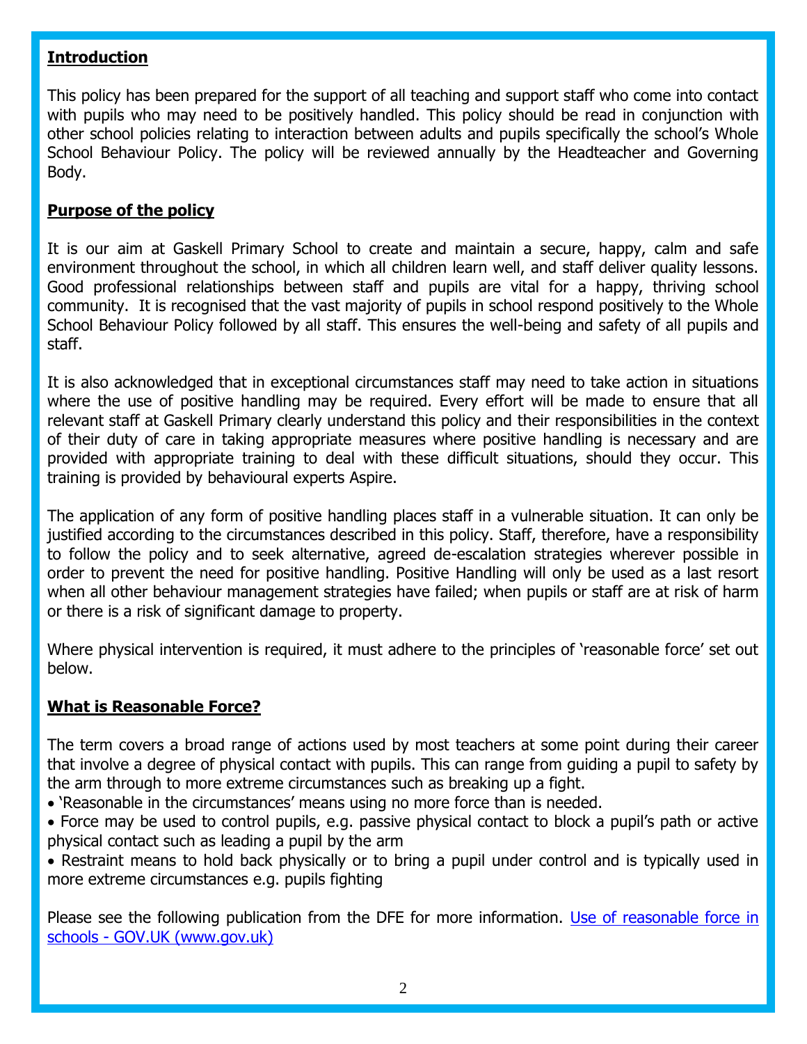## Introduction

This policy has been prepared for the support of all teaching and support staff who come into contact with pupils who may need to be positively handled. This policy should be read in conjunction with other school policies relating to interaction between adults and pupils specifically the school's Whole School Behaviour Policy. The policy will be reviewed annually by the Headteacher and Governing Body.

## Purpose of the policy

It is our aim at Gaskell Primary School to create and maintain a secure, happy, calm and safe environment throughout the school, in which all children learn well, and staff deliver quality lessons. Good professional relationships between staff and pupils are vital for a happy, thriving school community. It is recognised that the vast majority of pupils in school respond positively to the Whole School Behaviour Policy followed by all staff. This ensures the well-being and safety of all pupils and staff.

It is also acknowledged that in exceptional circumstances staff may need to take action in situations where the use of positive handling may be required. Every effort will be made to ensure that all relevant staff at Gaskell Primary clearly understand this policy and their responsibilities in the context of their duty of care in taking appropriate measures where positive handling is necessary and are provided with appropriate training to deal with these difficult situations, should they occur. This training is provided by behavioural experts Aspire.

The application of any form of positive handling places staff in a vulnerable situation. It can only be justified according to the circumstances described in this policy. Staff, therefore, have a responsibility to follow the policy and to seek alternative, agreed de-escalation strategies wherever possible in order to prevent the need for positive handling. Positive Handling will only be used as a last resort when all other behaviour management strategies have failed; when pupils or staff are at risk of harm or there is a risk of significant damage to property.

Where physical intervention is required, it must adhere to the principles of 'reasonable force' set out below.

## What is Reasonable Force?

The term covers a broad range of actions used by most teachers at some point during their career that involve a degree of physical contact with pupils. This can range from guiding a pupil to safety by the arm through to more extreme circumstances such as breaking up a fight.

- 'Reasonable in the circumstances' means using no more force than is needed.
- Force may be used to control pupils, e.g. passive physical contact to block a pupil's path or active physical contact such as leading a pupil by the arm
- Restraint means to hold back physically or to bring a pupil under control and is typically used in more extreme circumstances e.g. pupils fighting

Please see the following publication from the DFE for more information. [Use of reasonable force in schools - GOV.UK (www.gov.uk)](https://www.gov.uk)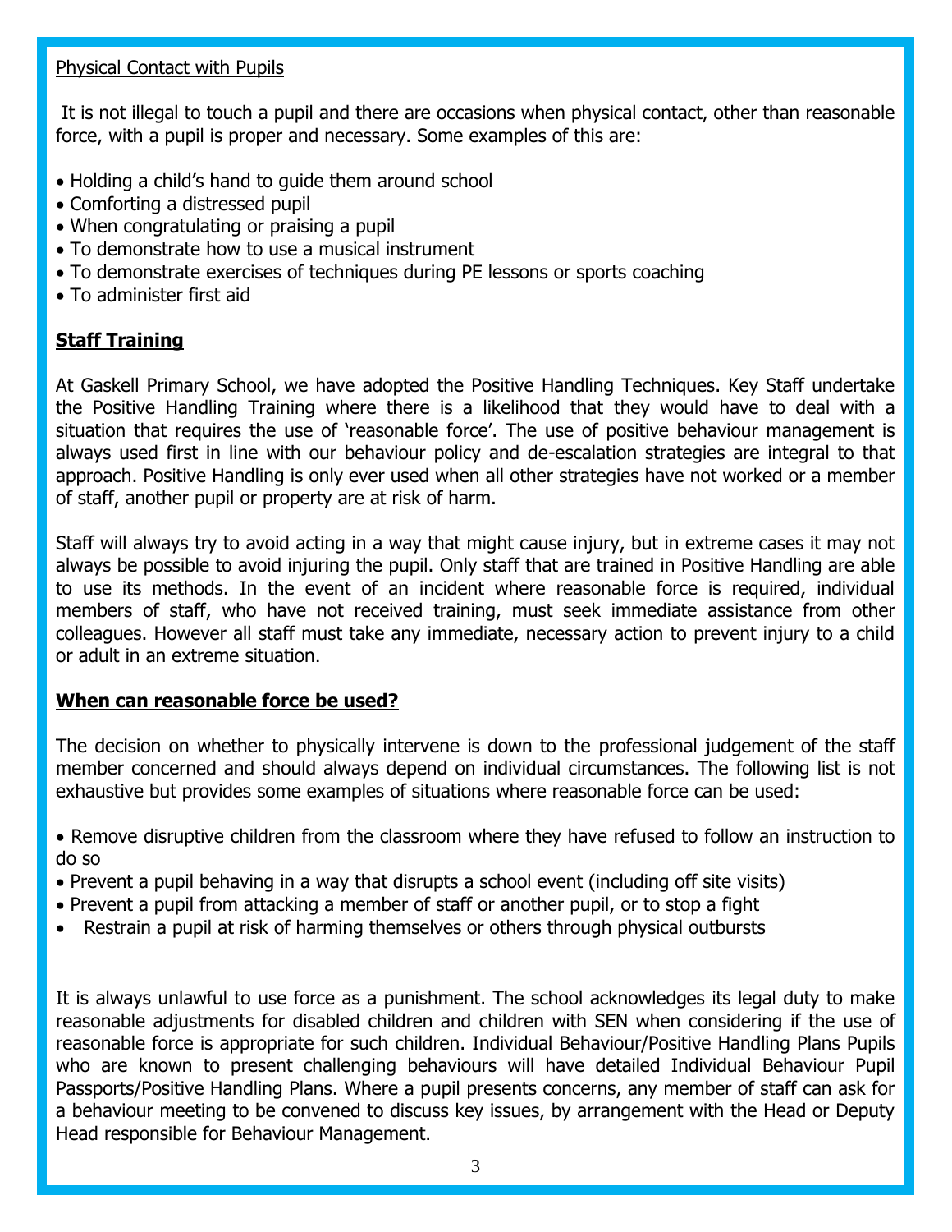Physical Contact with Pupils

It is not illegal to touch a pupil and there are occasions when physical contact, other than reasonable force, with a pupil is proper and necessary. Some examples of this are:

- Holding a child's hand to guide them around school
- Comforting a distressed pupil
- When congratulating or praising a pupil
- To demonstrate how to use a musical instrument
- To demonstrate exercises of techniques during PE lessons or sports coaching
- To administer first aid

## **Staff Training**

At Gaskell Primary School, we have adopted the Positive Handling Techniques. Key Staff undertake the Positive Handling Training where there is a likelihood that they would have to deal with a situation that requires the use of 'reasonable force'. The use of positive behaviour management is always used first in line with our behaviour policy and de-escalation strategies are integral to that approach. Positive Handling is only ever used when all other strategies have not worked or a member of staff, another pupil or property are at risk of harm.

Staff will always try to avoid acting in a way that might cause injury, but in extreme cases it may not always be possible to avoid injuring the pupil. Only staff that are trained in Positive Handling are able to use its methods. In the event of an incident where reasonable force is required, individual members of staff, who have not received training, must seek immediate assistance from other colleagues. However all staff must take any immediate, necessary action to prevent injury to a child or adult in an extreme situation.

## **When can reasonable force be used?**

The decision on whether to physically intervene is down to the professional judgement of the staff member concerned and should always depend on individual circumstances. The following list is not exhaustive but provides some examples of situations where reasonable force can be used:

- Remove disruptive children from the classroom where they have refused to follow an instruction to do so
- Prevent a pupil behaving in a way that disrupts a school event (including off site visits)
- Prevent a pupil from attacking a member of staff or another pupil, or to stop a fight
- Restrain a pupil at risk of harming themselves or others through physical outbursts

It is always unlawful to use force as a punishment. The school acknowledges its legal duty to make reasonable adjustments for disabled children and children with SEN when considering if the use of reasonable force is appropriate for such children. Individual Behaviour/Positive Handling Plans Pupils who are known to present challenging behaviours will have detailed Individual Behaviour Pupil Passports/Positive Handling Plans. Where a pupil presents concerns, any member of staff can ask for a behaviour meeting to be convened to discuss key issues, by arrangement with the Head or Deputy Head responsible for Behaviour Management.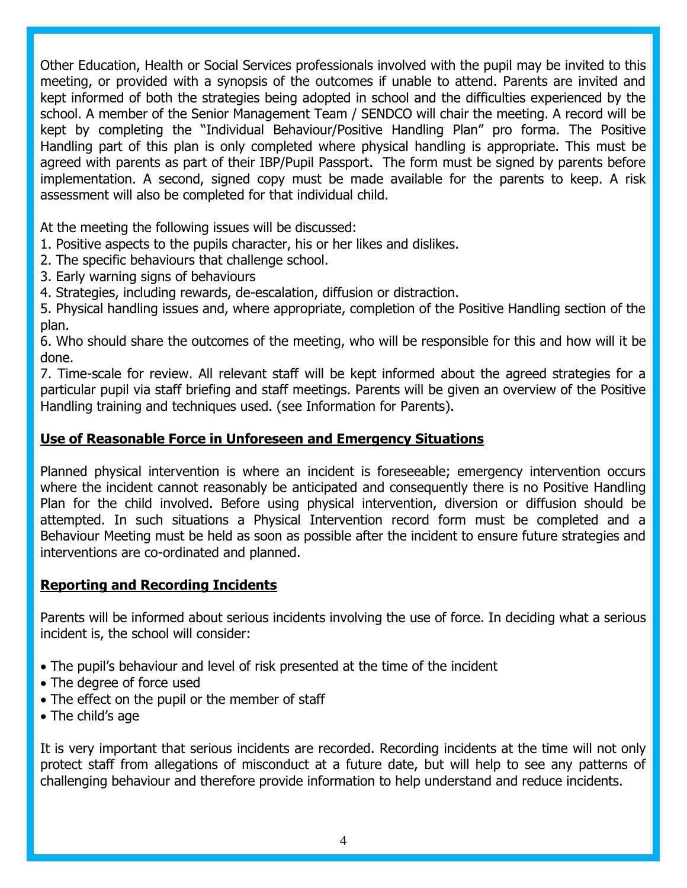Other Education, Health or Social Services professionals involved with the pupil may be invited to this meeting, or provided with a synopsis of the outcomes if unable to attend. Parents are invited and kept informed of both the strategies being adopted in school and the difficulties experienced by the school. A member of the Senior Management Team / SENDCO will chair the meeting. A record will be kept by completing the "Individual Behaviour/Positive Handling Plan" pro forma. The Positive Handling part of this plan is only completed where physical handling is appropriate. This must be agreed with parents as part of their IBP/Pupil Passport. The form must be signed by parents before implementation. A second, signed copy must be made available for the parents to keep. A risk assessment will also be completed for that individual child.

At the meeting the following issues will be discussed:

1. Positive aspects to the pupils character, his or her likes and dislikes.
2. The specific behaviours that challenge school.
3. Early warning signs of behaviours
4. Strategies, including rewards, de-escalation, diffusion or distraction.
5. Physical handling issues and, where appropriate, completion of the Positive Handling section of the plan.
6. Who should share the outcomes of the meeting, who will be responsible for this and how will it be done.
7. Time-scale for review. All relevant staff will be kept informed about the agreed strategies for a particular pupil via staff briefing and staff meetings. Parents will be given an overview of the Positive Handling training and techniques used. (see Information for Parents).

## Use of Reasonable Force in Unforeseen and Emergency Situations

Planned physical intervention is where an incident is foreseeable; emergency intervention occurs where the incident cannot reasonably be anticipated and consequently there is no Positive Handling Plan for the child involved. Before using physical intervention, diversion or diffusion should be attempted. In such situations a Physical Intervention record form must be completed and a Behaviour Meeting must be held as soon as possible after the incident to ensure future strategies and interventions are co-ordinated and planned.

## Reporting and Recording Incidents

Parents will be informed about serious incidents involving the use of force. In deciding what a serious incident is, the school will consider:

- The pupil's behaviour and level of risk presented at the time of the incident
- The degree of force used
- The effect on the pupil or the member of staff
- The child's age

It is very important that serious incidents are recorded. Recording incidents at the time will not only protect staff from allegations of misconduct at a future date, but will help to see any patterns of challenging behaviour and therefore provide information to help understand and reduce incidents.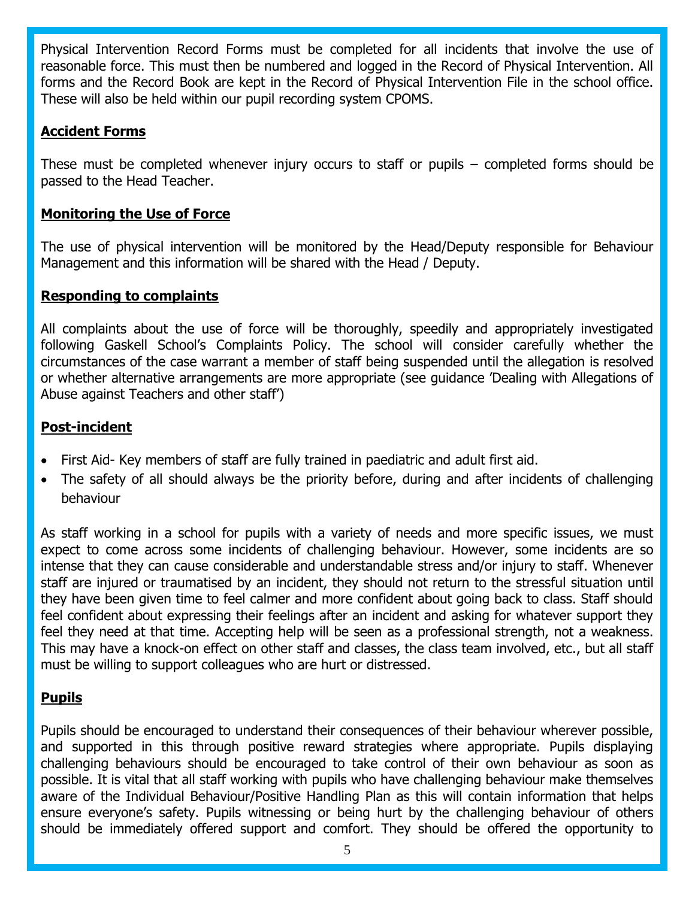Physical Intervention Record Forms must be completed for all incidents that involve the use of reasonable force. This must then be numbered and logged in the Record of Physical Intervention. All forms and the Record Book are kept in the Record of Physical Intervention File in the school office. These will also be held within our pupil recording system CPOMS.

**Accident Forms**

These must be completed whenever injury occurs to staff or pupils – completed forms should be passed to the Head Teacher.

**Monitoring the Use of Force**

The use of physical intervention will be monitored by the Head/Deputy responsible for Behaviour Management and this information will be shared with the Head / Deputy.

**Responding to complaints**

All complaints about the use of force will be thoroughly, speedily and appropriately investigated following Gaskell School's Complaints Policy. The school will consider carefully whether the circumstances of the case warrant a member of staff being suspended until the allegation is resolved or whether alternative arrangements are more appropriate (see guidance 'Dealing with Allegations of Abuse against Teachers and other staff')

**Post-incident**

- First Aid- Key members of staff are fully trained in paediatric and adult first aid.
- The safety of all should always be the priority before, during and after incidents of challenging behaviour

As staff working in a school for pupils with a variety of needs and more specific issues, we must expect to come across some incidents of challenging behaviour. However, some incidents are so intense that they can cause considerable and understandable stress and/or injury to staff. Whenever staff are injured or traumatised by an incident, they should not return to the stressful situation until they have been given time to feel calmer and more confident about going back to class. Staff should feel confident about expressing their feelings after an incident and asking for whatever support they feel they need at that time. Accepting help will be seen as a professional strength, not a weakness. This may have a knock-on effect on other staff and classes, the class team involved, etc., but all staff must be willing to support colleagues who are hurt or distressed.

**Pupils**

Pupils should be encouraged to understand their consequences of their behaviour wherever possible, and supported in this through positive reward strategies where appropriate. Pupils displaying challenging behaviours should be encouraged to take control of their own behaviour as soon as possible. It is vital that all staff working with pupils who have challenging behaviour make themselves aware of the Individual Behaviour/Positive Handling Plan as this will contain information that helps ensure everyone's safety. Pupils witnessing or being hurt by the challenging behaviour of others should be immediately offered support and comfort. They should be offered the opportunity to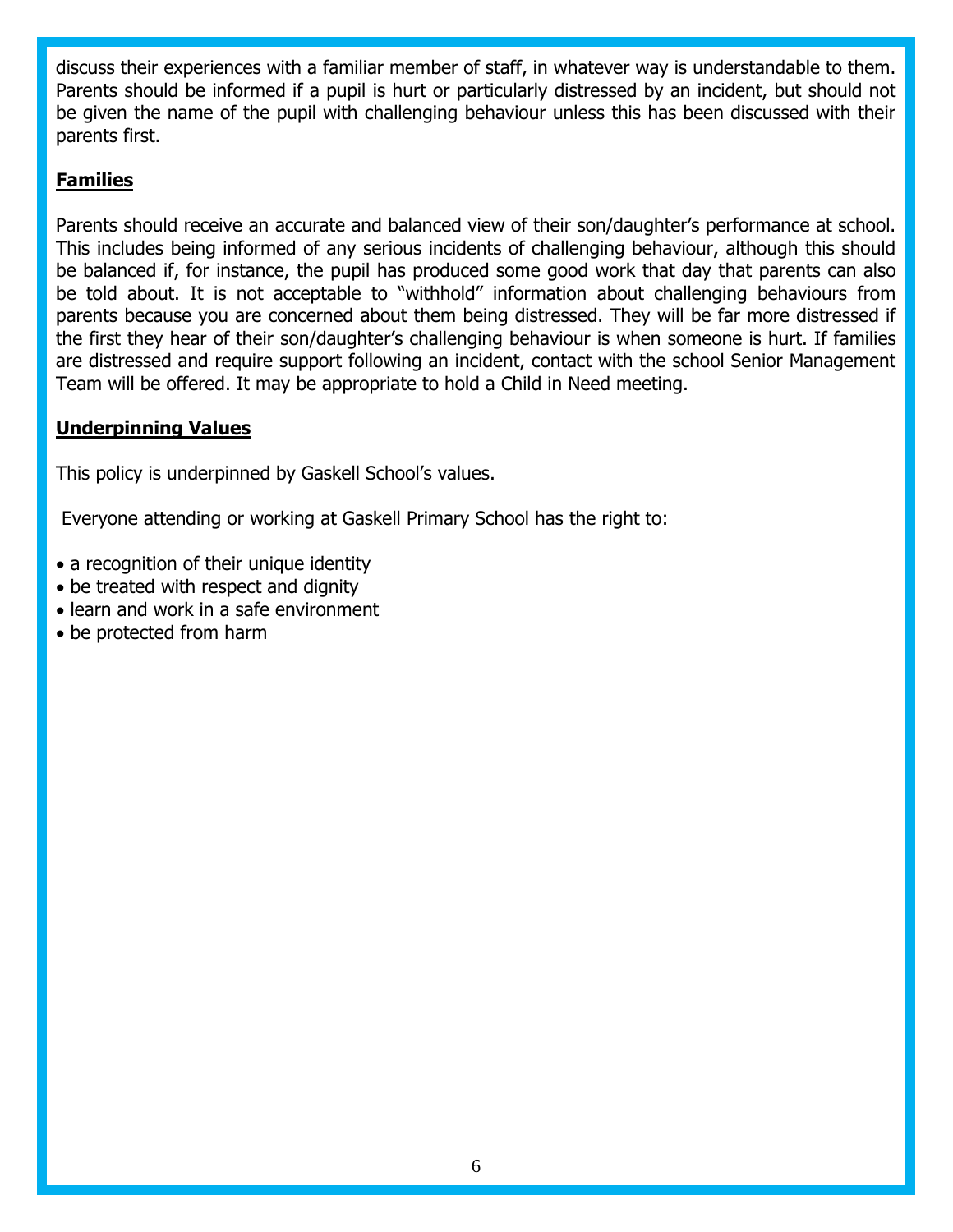discuss their experiences with a familiar member of staff, in whatever way is understandable to them. Parents should be informed if a pupil is hurt or particularly distressed by an incident, but should not be given the name of the pupil with challenging behaviour unless this has been discussed with their parents first.

## Families

Parents should receive an accurate and balanced view of their son/daughter's performance at school. This includes being informed of any serious incidents of challenging behaviour, although this should be balanced if, for instance, the pupil has produced some good work that day that parents can also be told about. It is not acceptable to "withhold" information about challenging behaviours from parents because you are concerned about them being distressed. They will be far more distressed if the first they hear of their son/daughter's challenging behaviour is when someone is hurt. If families are distressed and require support following an incident, contact with the school Senior Management Team will be offered. It may be appropriate to hold a Child in Need meeting.

## Underpinning Values

This policy is underpinned by Gaskell School's values.

Everyone attending or working at Gaskell Primary School has the right to:

- a recognition of their unique identity
- be treated with respect and dignity
- learn and work in a safe environment
- be protected from harm